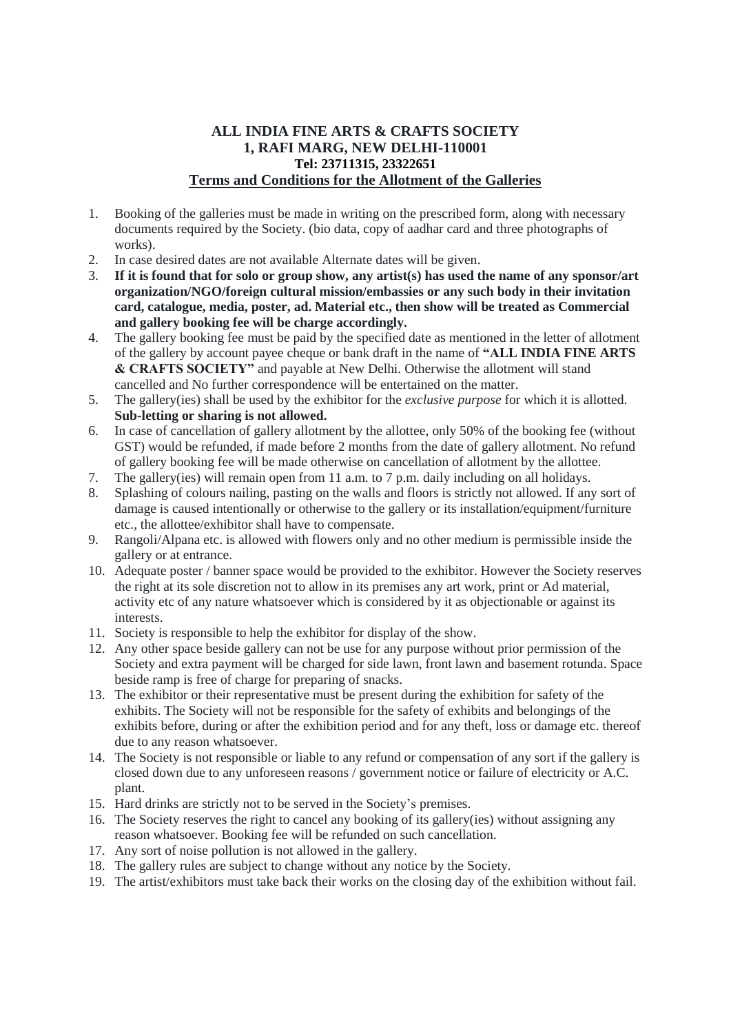**ALL INDIA FINE ARTS & CRAFTS SOCIETY**
**1, RAFI MARG, NEW DELHI-110001**
**Tel: 23711315, 23322651**

## Terms and Conditions for the Allotment of the Galleries

1. Booking of the galleries must be made in writing on the prescribed form, along with necessary documents required by the Society. (bio data, copy of aadhar card and three photographs of works).
2. In case desired dates are not available Alternate dates will be given.
3. **If it is found that for solo or group show, any artist(s) has used the name of any sponsor/art organization/NGO/foreign cultural mission/embassies or any such body in their invitation card, catalogue, media, poster, ad. Material etc., then show will be treated as Commercial and gallery booking fee will be charge accordingly.**
4. The gallery booking fee must be paid by the specified date as mentioned in the letter of allotment of the gallery by account payee cheque or bank draft in the name of **"ALL INDIA FINE ARTS & CRAFTS SOCIETY"** and payable at New Delhi. Otherwise the allotment will stand cancelled and No further correspondence will be entertained on the matter.
5. The gallery(ies) shall be used by the exhibitor for the *exclusive purpose* for which it is allotted. **Sub-letting or sharing is not allowed.**
6. In case of cancellation of gallery allotment by the allottee, only 50% of the booking fee (without GST) would be refunded, if made before 2 months from the date of gallery allotment. No refund of gallery booking fee will be made otherwise on cancellation of allotment by the allottee.
7. The gallery(ies) will remain open from 11 a.m. to 7 p.m. daily including on all holidays.
8. Splashing of colours nailing, pasting on the walls and floors is strictly not allowed. If any sort of damage is caused intentionally or otherwise to the gallery or its installation/equipment/furniture etc., the allottee/exhibitor shall have to compensate.
9. Rangoli/Alpana etc. is allowed with flowers only and no other medium is permissible inside the gallery or at entrance.
10. Adequate poster / banner space would be provided to the exhibitor. However the Society reserves the right at its sole discretion not to allow in its premises any art work, print or Ad material, activity etc of any nature whatsoever which is considered by it as objectionable or against its interests.
11. Society is responsible to help the exhibitor for display of the show.
12. Any other space beside gallery can not be use for any purpose without prior permission of the Society and extra payment will be charged for side lawn, front lawn and basement rotunda. Space beside ramp is free of charge for preparing of snacks.
13. The exhibitor or their representative must be present during the exhibition for safety of the exhibits. The Society will not be responsible for the safety of exhibits and belongings of the exhibits before, during or after the exhibition period and for any theft, loss or damage etc. thereof due to any reason whatsoever.
14. The Society is not responsible or liable to any refund or compensation of any sort if the gallery is closed down due to any unforeseen reasons / government notice or failure of electricity or A.C. plant.
15. Hard drinks are strictly not to be served in the Society's premises.
16. The Society reserves the right to cancel any booking of its gallery(ies) without assigning any reason whatsoever. Booking fee will be refunded on such cancellation.
17. Any sort of noise pollution is not allowed in the gallery.
18. The gallery rules are subject to change without any notice by the Society.
19. The artist/exhibitors must take back their works on the closing day of the exhibition without fail.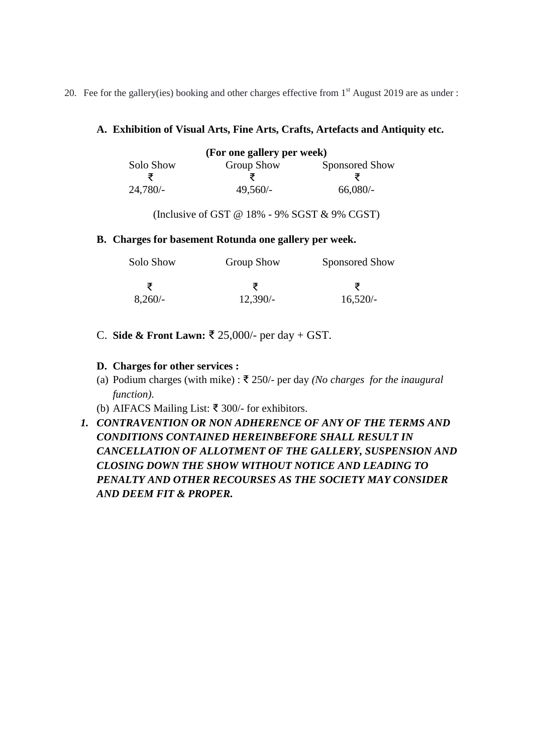20. Fee for the gallery(ies) booking and other charges effective from 1st August 2019 are as under :

**A. Exhibition of Visual Arts, Fine Arts, Crafts, Artefacts and Antiquity etc.**

**(For one gallery per week)**

| Solo Show | Group Show | Sponsored Show |
|---|---|---|
| ₹ | ₹ | ₹ |
| 24,780/- | 49,560/- | 66,080/- |

(Inclusive of GST @ 18% - 9% SGST & 9% CGST)

**B. Charges for basement Rotunda one gallery per week.**

| Solo Show | Group Show | Sponsored Show |
|---|---|---|
| ₹ | ₹ | ₹ |
| 8,260/- | 12,390/- | 16,520/- |

C. **Side & Front Lawn:** ₹ 25,000/- per day + GST.

**D. Charges for other services :**

(a) Podium charges (with mike) : ₹ 250/- per day *(No charges for the inaugural function).*

(b) AIFACS Mailing List: ₹ 300/- for exhibitors.

1. ***CONTRAVENTION OR NON ADHERENCE OF ANY OF THE TERMS AND CONDITIONS CONTAINED HEREINBEFORE SHALL RESULT IN CANCELLATION OF ALLOTMENT OF THE GALLERY, SUSPENSION AND CLOSING DOWN THE SHOW WITHOUT NOTICE AND LEADING TO PENALTY AND OTHER RECOURSES AS THE SOCIETY MAY CONSIDER AND DEEM FIT & PROPER.***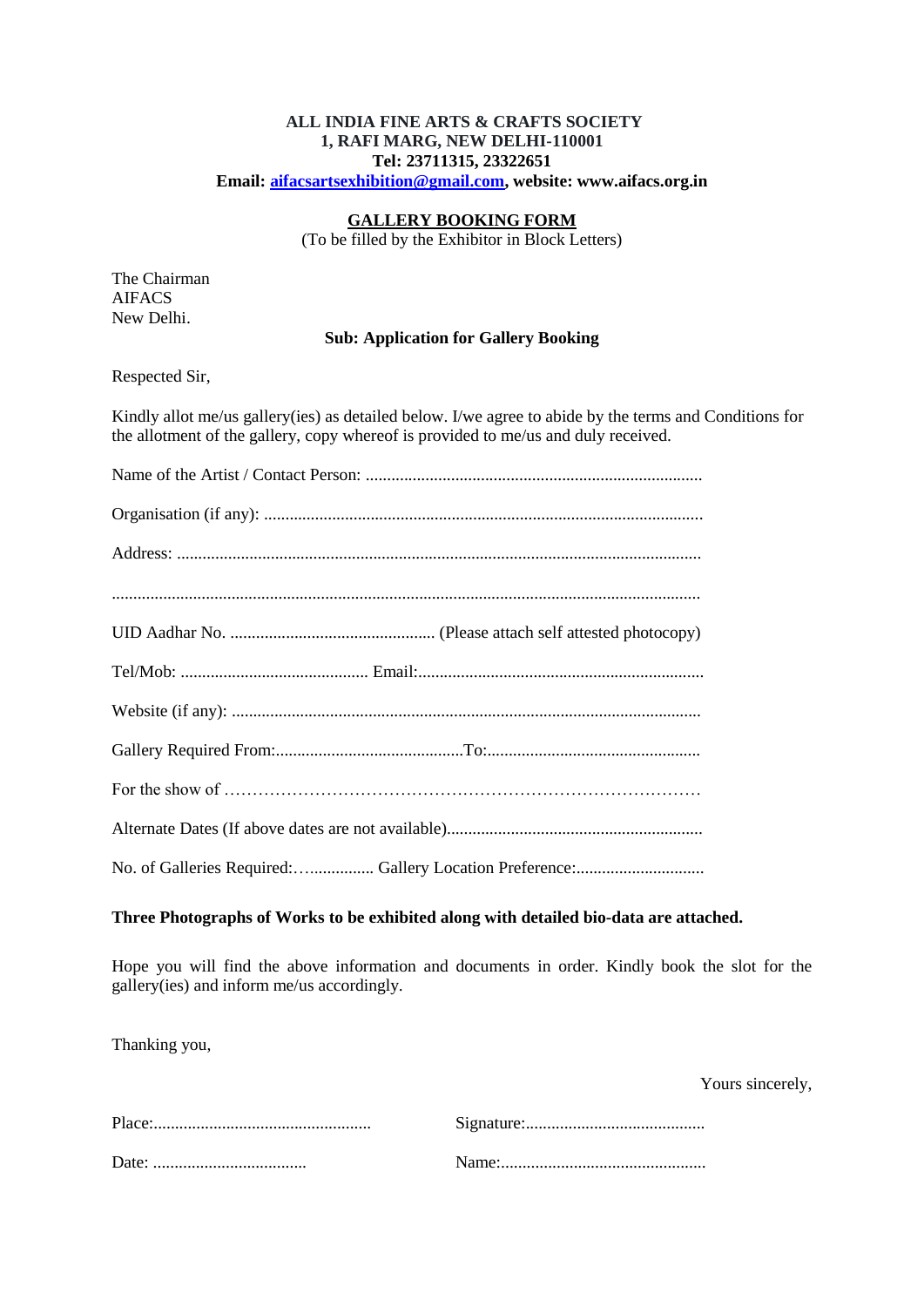**ALL INDIA FINE ARTS & CRAFTS SOCIETY**
**1, RAFI MARG, NEW DELHI-110001**
**Tel: 23711315, 23322651**
**Email: aifacsartsexhibition@gmail.com, website: www.aifacs.org.in**

**GALLERY BOOKING FORM**

(To be filled by the Exhibitor in Block Letters)

The Chairman
AIFACS
New Delhi.

**Sub: Application for Gallery Booking**

Respected Sir,

Kindly allot me/us gallery(ies) as detailed below. I/we agree to abide by the terms and Conditions for the allotment of the gallery, copy whereof is provided to me/us and duly received.

Name of the Artist / Contact Person: ..............................................................................

Organisation (if any): ......................................................................................................

Address: ..........................................................................................................................

.........................................................................................................................................

UID Aadhar No. ................................................ (Please attach self attested photocopy)

Tel/Mob: ........................................... Email:..................................................................

Website (if any): .............................................................................................................

Gallery Required From:............................................To:.................................................

For the show of ……………………………………………………………………………

Alternate Dates (If above dates are not available)...........................................................

No. of Galleries Required:….............. Gallery Location Preference:..............................

**Three Photographs of Works to be exhibited along with detailed bio-data are attached.**

Hope you will find the above information and documents in order. Kindly book the slot for the gallery(ies) and inform me/us accordingly.

Thanking you,

Yours sincerely,

Place:..................................................          Signature:..........................................

Date: ...................................          Name:................................................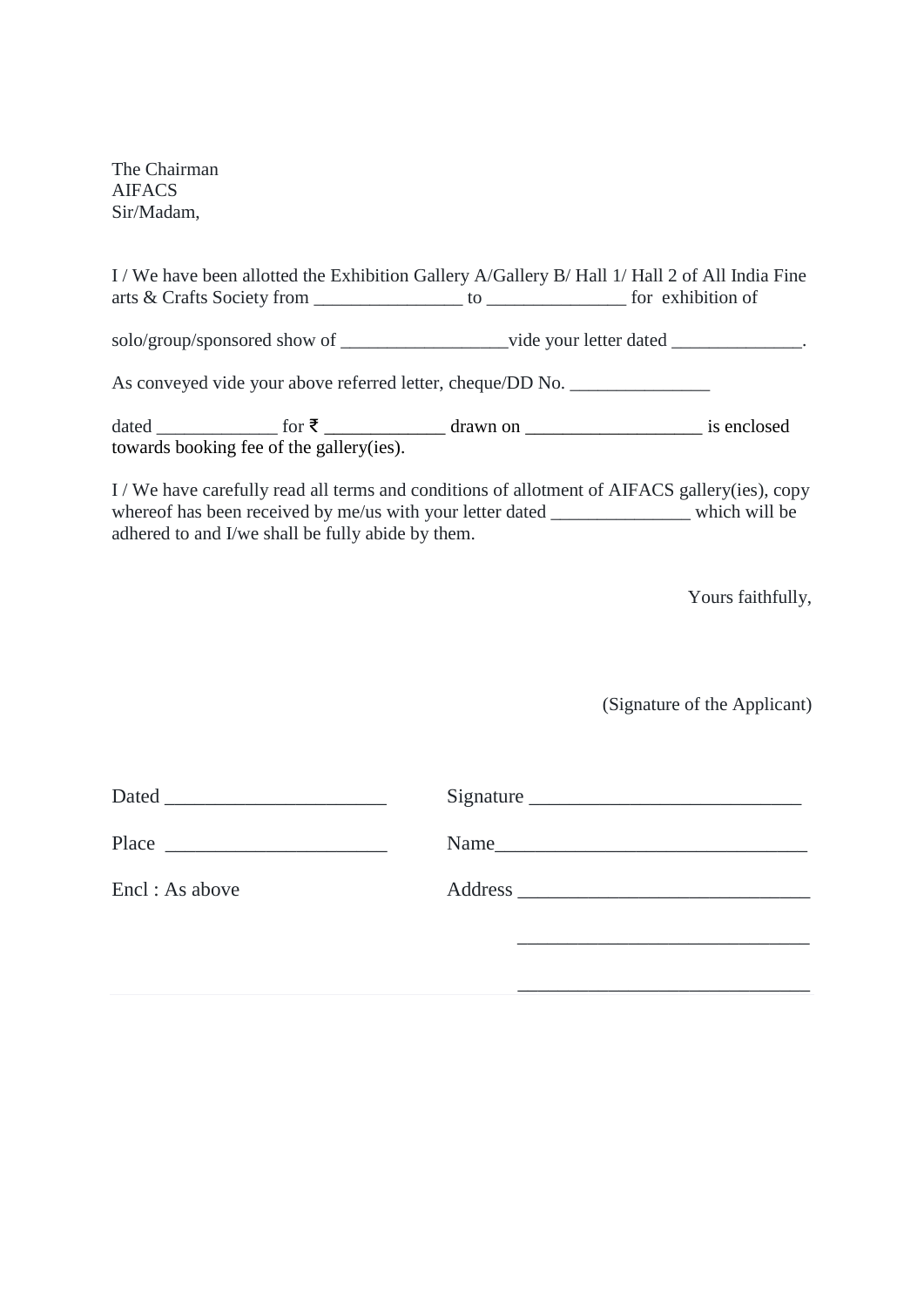The Chairman
AIFACS
Sir/Madam,

I / We have been allotted the Exhibition Gallery A/Gallery B/ Hall 1/ Hall 2 of All India Fine arts & Crafts Society from ________________ to _______________ for exhibition of

solo/group/sponsored show of __________________vide your letter dated ______________.

As conveyed vide your above referred letter, cheque/DD No. _______________

dated _____________ for ₹ _____________ drawn on ___________________ is enclosed towards booking fee of the gallery(ies).

I / We have carefully read all terms and conditions of allotment of AIFACS gallery(ies), copy whereof has been received by me/us with your letter dated _______________ which will be adhered to and I/we shall be fully abide by them.

Yours faithfully,

(Signature of the Applicant)

Dated ______________________ Signature ___________________________

Place ______________________ Name_______________________________

Encl : As above Address _____________________________

_____________________________

_____________________________